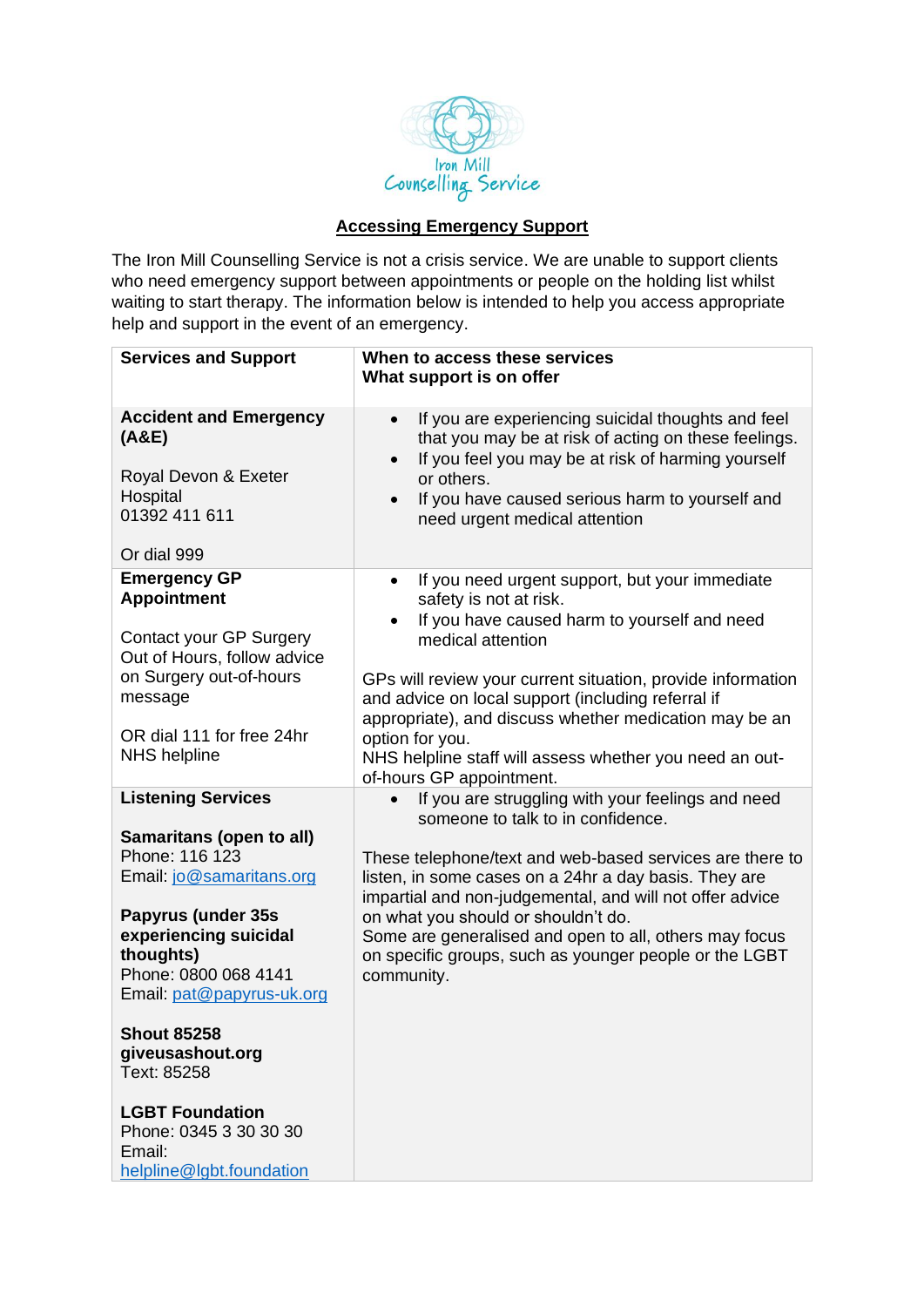Iron Mill Counselling Service

## Accessing Emergency Support

The Iron Mill Counselling Service is not a crisis service. We are unable to support clients who need emergency support between appointments or people on the holding list whilst waiting to start therapy. The information below is intended to help you access appropriate help and support in the event of an emergency.

| Services and Support | When to access these services<br>What support is on offer |
|---|---|
| **Accident and Emergency (A&E)**<br><br>Royal Devon & Exeter Hospital<br>01392 411 611<br><br>Or dial 999 | • If you are experiencing suicidal thoughts and feel that you may be at risk of acting on these feelings.<br>• If you feel you may be at risk of harming yourself or others.<br>• If you have caused serious harm to yourself and need urgent medical attention |
| **Emergency GP Appointment**<br><br>Contact your GP Surgery Out of Hours, follow advice on Surgery out-of-hours message<br><br>OR dial 111 for free 24hr NHS helpline | • If you need urgent support, but your immediate safety is not at risk.<br>• If you have caused harm to yourself and need medical attention<br><br>GPs will review your current situation, provide information and advice on local support (including referral if appropriate), and discuss whether medication may be an option for you.<br>NHS helpline staff will assess whether you need an out-of-hours GP appointment. |
| **Listening Services**<br><br>**Samaritans (open to all)**<br>Phone: 116 123<br>Email: jo@samaritans.org<br><br>**Papyrus (under 35s experiencing suicidal thoughts)**<br>Phone: 0800 068 4141<br>Email: pat@papyrus-uk.org<br><br>**Shout 85258 giveusashout.org**<br>Text: 85258<br><br>**LGBT Foundation**<br>Phone: 0345 3 30 30 30<br>Email: helpline@lgbt.foundation | • If you are struggling with your feelings and need someone to talk to in confidence.<br><br>These telephone/text and web-based services are there to listen, in some cases on a 24hr a day basis. They are impartial and non-judgemental, and will not offer advice on what you should or shouldn't do.<br>Some are generalised and open to all, others may focus on specific groups, such as younger people or the LGBT community. |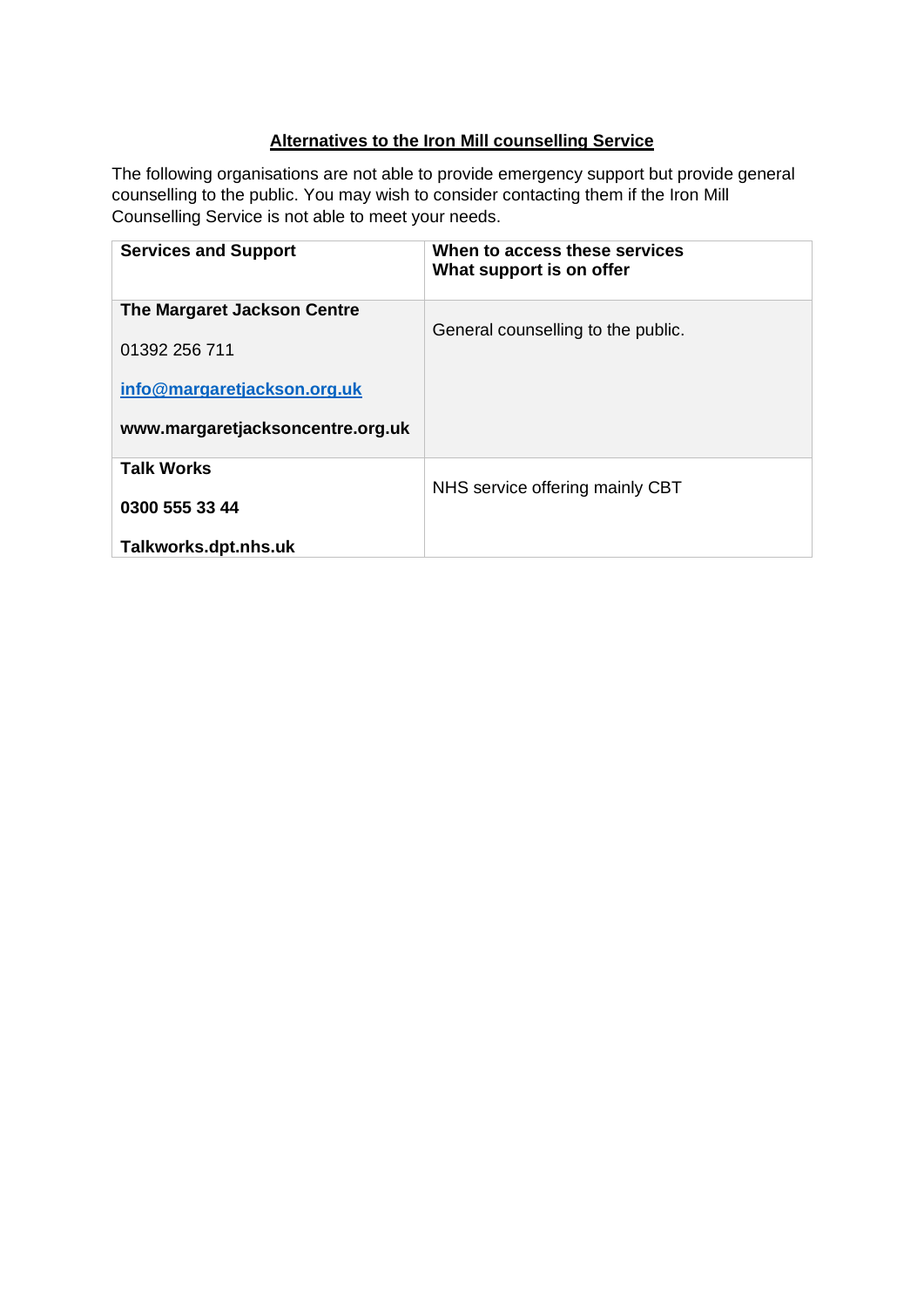**Alternatives to the Iron Mill counselling Service**

The following organisations are not able to provide emergency support but provide general counselling to the public. You may wish to consider contacting them if the Iron Mill Counselling Service is not able to meet your needs.

| **Services and Support** | **When to access these services**<br>**What support is on offer** |
|---|---|
| **The Margaret Jackson Centre**<br><br>01392 256 711<br><br>[info@margaretjackson.org.uk](mailto:info@margaretjackson.org.uk)<br><br>**www.margaretjacksoncentre.org.uk** | General counselling to the public. |
| **Talk Works**<br><br>**0300 555 33 44**<br><br>**Talkworks.dpt.nhs.uk** | NHS service offering mainly CBT |